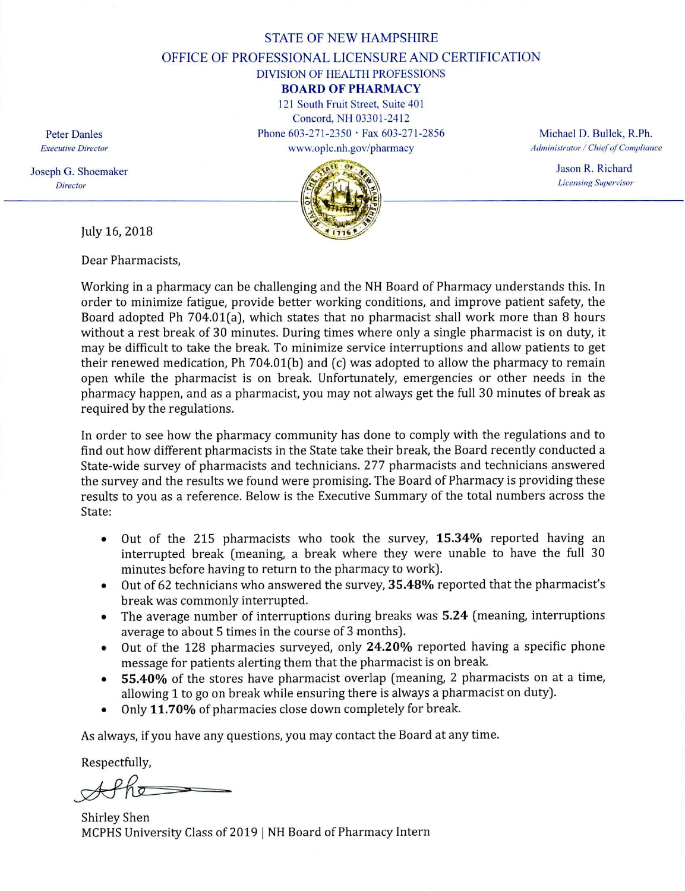STATE OF NEW HAMPSHIRE
OFFICE OF PROFESSIONAL LICENSURE AND CERTIFICATION
DIVISION OF HEALTH PROFESSIONS

**BOARD OF PHARMACY**

121 South Fruit Street, Suite 401
Concord, NH 03301-2412
Phone 603-271-2350 · Fax 603-271-2856
www.oplc.nh.gov/pharmacy

Peter Danles
*Executive Director*

Joseph G. Shoemaker
*Director*

Michael D. Bullek, R.Ph.
*Administrator / Chief of Compliance*

Jason R. Richard
*Licensing Supervisor*

July 16, 2018

Dear Pharmacists,

Working in a pharmacy can be challenging and the NH Board of Pharmacy understands this. In order to minimize fatigue, provide better working conditions, and improve patient safety, the Board adopted Ph 704.01(a), which states that no pharmacist shall work more than 8 hours without a rest break of 30 minutes. During times where only a single pharmacist is on duty, it may be difficult to take the break. To minimize service interruptions and allow patients to get their renewed medication, Ph 704.01(b) and (c) was adopted to allow the pharmacy to remain open while the pharmacist is on break. Unfortunately, emergencies or other needs in the pharmacy happen, and as a pharmacist, you may not always get the full 30 minutes of break as required by the regulations.

In order to see how the pharmacy community has done to comply with the regulations and to find out how different pharmacists in the State take their break, the Board recently conducted a State-wide survey of pharmacists and technicians. 277 pharmacists and technicians answered the survey and the results we found were promising. The Board of Pharmacy is providing these results to you as a reference. Below is the Executive Summary of the total numbers across the State:

- Out of the 215 pharmacists who took the survey, **15.34%** reported having an interrupted break (meaning, a break where they were unable to have the full 30 minutes before having to return to the pharmacy to work).
- Out of 62 technicians who answered the survey, **35.48%** reported that the pharmacist's break was commonly interrupted.
- The average number of interruptions during breaks was **5.24** (meaning, interruptions average to about 5 times in the course of 3 months).
- Out of the 128 pharmacies surveyed, only **24.20%** reported having a specific phone message for patients alerting them that the pharmacist is on break.
- **55.40%** of the stores have pharmacist overlap (meaning, 2 pharmacists on at a time, allowing 1 to go on break while ensuring there is always a pharmacist on duty).
- Only **11.70%** of pharmacies close down completely for break.

As always, if you have any questions, you may contact the Board at any time.

Respectfully,

Shirley Shen
MCPHS University Class of 2019 | NH Board of Pharmacy Intern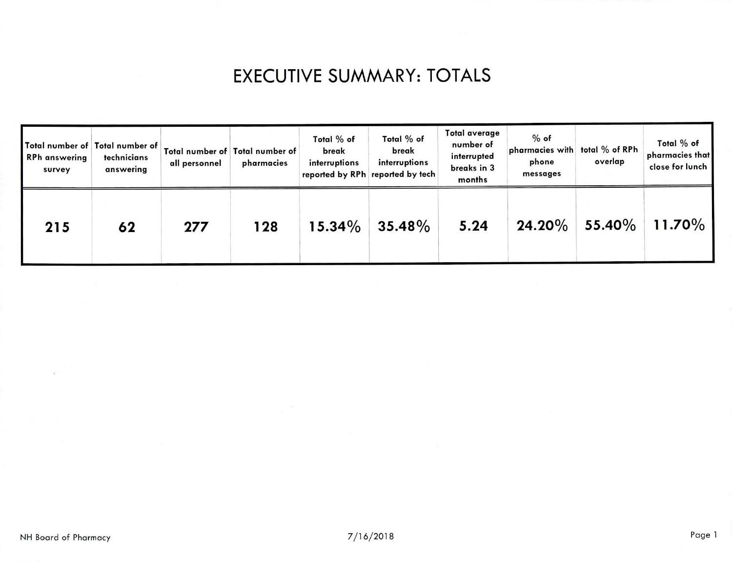# EXECUTIVE SUMMARY: TOTALS

| Total number of RPh answering survey | Total number of technicians answering | Total number of all personnel | Total number of pharmacies | Total % of break interruptions reported by RPh | Total % of break interruptions reported by tech | Total average number of interrupted breaks in 3 months | % of pharmacies with phone messages | total % of RPh overlap | Total % of pharmacies that close for lunch |
|---|---|---|---|---|---|---|---|---|---|
| 215 | 62 | 277 | 128 | 15.34% | 35.48% | 5.24 | 24.20% | 55.40% | 11.70% |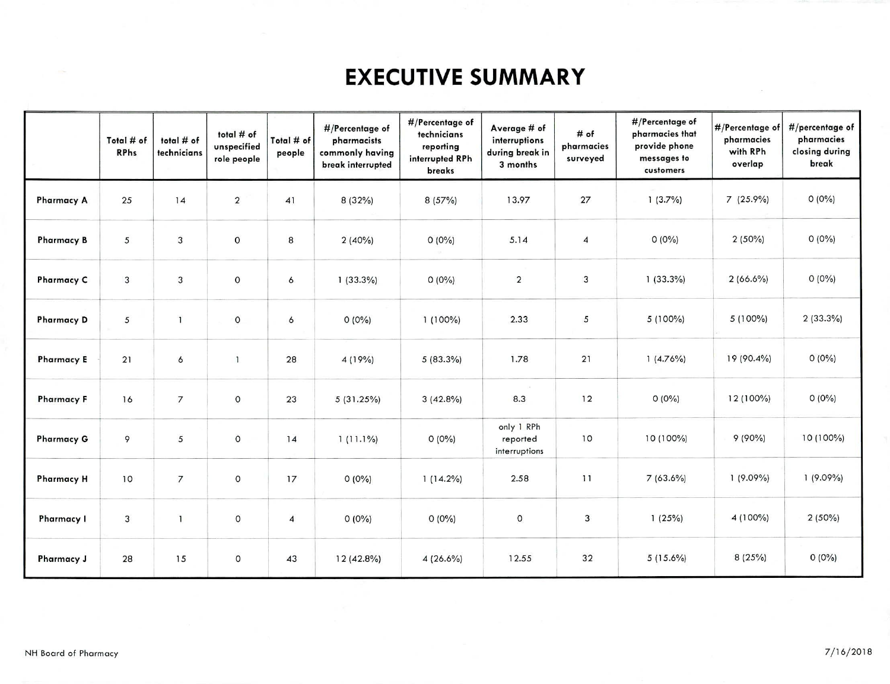# EXECUTIVE SUMMARY

| | Total # of RPhs | total # of technicians | total # of unspecified role people | Total # of people | #/Percentage of pharmacists commonly having break interrupted | #/Percentage of technicians reporting interrupted RPh breaks | Average # of interruptions during break in 3 months | # of pharmacies surveyed | #/Percentage of pharmacies that provide phone messages to customers | #/Percentage of pharmacies with RPh overlap | #/percentage of pharmacies closing during break |
|---|---|---|---|---|---|---|---|---|---|---|---|
| **Pharmacy A** | 25 | 14 | 2 | 41 | 8 (32%) | 8 (57%) | 13.97 | 27 | 1 (3.7%) | 7 (25.9%) | 0 (0%) |
| **Pharmacy B** | 5 | 3 | 0 | 8 | 2 (40%) | 0 (0%) | 5.14 | 4 | 0 (0%) | 2 (50%) | 0 (0%) |
| **Pharmacy C** | 3 | 3 | 0 | 6 | 1 (33.3%) | 0 (0%) | 2 | 3 | 1 (33.3%) | 2 (66.6%) | 0 (0%) |
| **Pharmacy D** | 5 | 1 | 0 | 6 | 0 (0%) | 1 (100%) | 2.33 | 5 | 5 (100%) | 5 (100%) | 2 (33.3%) |
| **Pharmacy E** | 21 | 6 | 1 | 28 | 4 (19%) | 5 (83.3%) | 1.78 | 21 | 1 (4.76%) | 19 (90.4%) | 0 (0%) |
| **Pharmacy F** | 16 | 7 | 0 | 23 | 5 (31.25%) | 3 (42.8%) | 8.3 | 12 | 0 (0%) | 12 (100%) | 0 (0%) |
| **Pharmacy G** | 9 | 5 | 0 | 14 | 1 (11.1%) | 0 (0%) | only 1 RPh reported interruptions | 10 | 10 (100%) | 9 (90%) | 10 (100%) |
| **Pharmacy H** | 10 | 7 | 0 | 17 | 0 (0%) | 1 (14.2%) | 2.58 | 11 | 7 (63.6%) | 1 (9.09%) | 1 (9.09%) |
| **Pharmacy I** | 3 | 1 | 0 | 4 | 0 (0%) | 0 (0%) | 0 | 3 | 1 (25%) | 4 (100%) | 2 (50%) |
| **Pharmacy J** | 28 | 15 | 0 | 43 | 12 (42.8%) | 4 (26.6%) | 12.55 | 32 | 5 (15.6%) | 8 (25%) | 0 (0%) |

NH Board of Pharmacy

7/16/2018